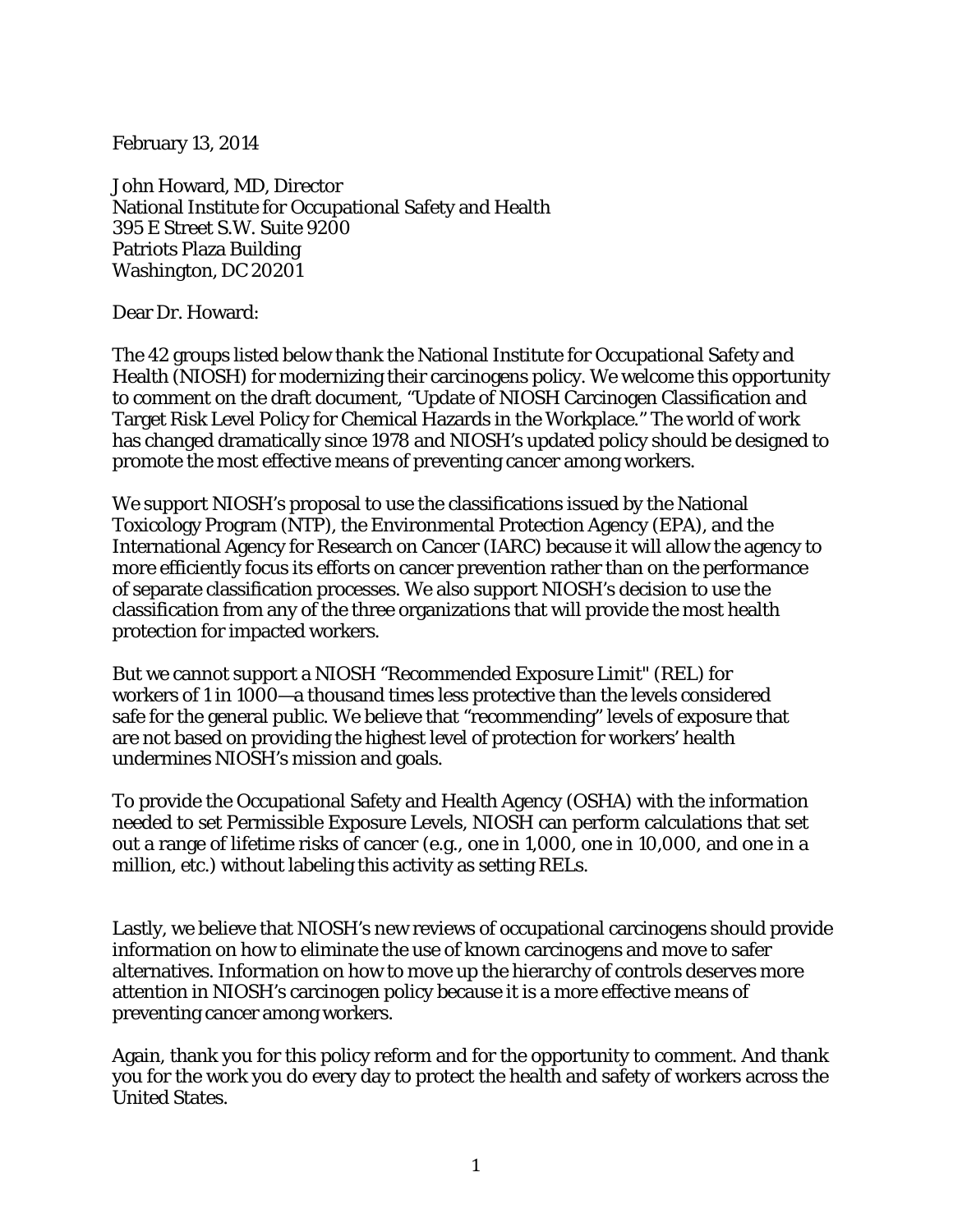February 13, 2014

John Howard, MD, Director
National Institute for Occupational Safety and Health
395 E Street S.W. Suite 9200
Patriots Plaza Building
Washington, DC 20201

Dear Dr. Howard:

The 42 groups listed below thank the National Institute for Occupational Safety and Health (NIOSH) for modernizing their carcinogens policy. We welcome this opportunity to comment on the draft document, "Update of NIOSH Carcinogen Classification and Target Risk Level Policy for Chemical Hazards in the Workplace." The world of work has changed dramatically since 1978 and NIOSH's updated policy should be designed to promote the most effective means of preventing cancer among workers.

We support NIOSH's proposal to use the classifications issued by the National Toxicology Program (NTP), the Environmental Protection Agency (EPA), and the International Agency for Research on Cancer (IARC) because it will allow the agency to more efficiently focus its efforts on cancer prevention rather than on the performance of separate classification processes. We also support NIOSH's decision to use the classification from any of the three organizations that will provide the most health protection for impacted workers.

But we cannot support a NIOSH "Recommended Exposure Limit" (REL) for workers of 1 in 1000—a thousand times less protective than the levels considered safe for the general public. We believe that "recommending" levels of exposure that are not based on providing the highest level of protection for workers' health undermines NIOSH's mission and goals.

To provide the Occupational Safety and Health Agency (OSHA) with the information needed to set Permissible Exposure Levels, NIOSH can perform calculations that set out a range of lifetime risks of cancer (e.g., one in 1,000, one in 10,000, and one in a million, etc.) without labeling this activity as setting RELs.

Lastly, we believe that NIOSH's new reviews of occupational carcinogens should provide information on how to eliminate the use of known carcinogens and move to safer alternatives. Information on how to move up the hierarchy of controls deserves more attention in NIOSH's carcinogen policy because it is a more effective means of preventing cancer among workers.

Again, thank you for this policy reform and for the opportunity to comment. And thank you for the work you do every day to protect the health and safety of workers across the United States.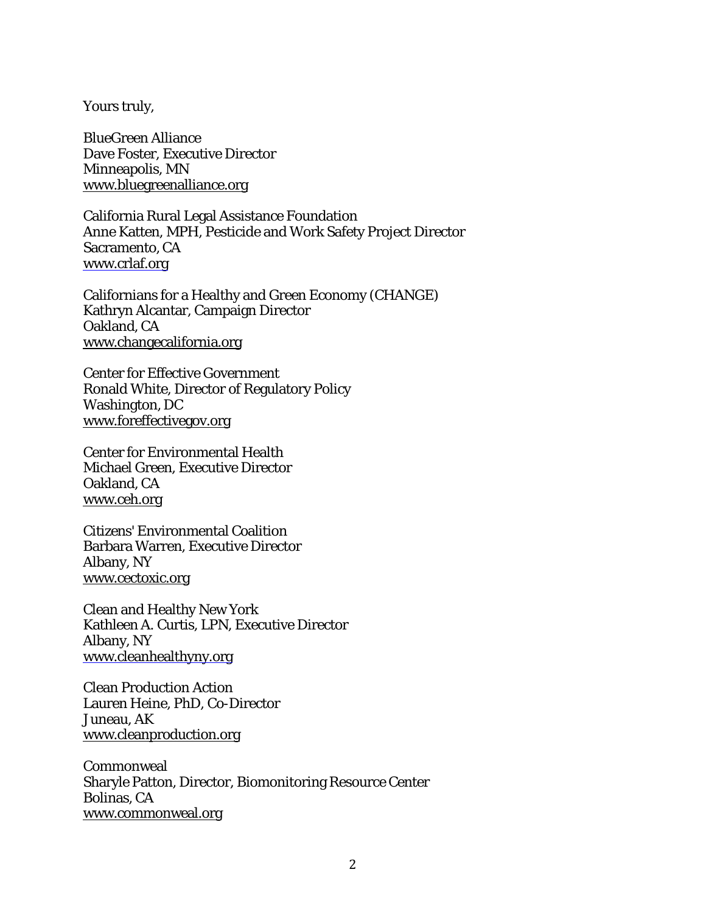Yours truly,

BlueGreen Alliance
Dave Foster, Executive Director
Minneapolis, MN
www.bluegreenalliance.org

California Rural Legal Assistance Foundation
Anne Katten, MPH, Pesticide and Work Safety Project Director
Sacramento, CA
www.crlaf.org

Californians for a Healthy and Green Economy (CHANGE)
Kathryn Alcantar, Campaign Director
Oakland, CA
www.changecalifornia.org

Center for Effective Government
Ronald White, Director of Regulatory Policy
Washington, DC
www.foreffectivegov.org

Center for Environmental Health
Michael Green, Executive Director
Oakland, CA
www.ceh.org

Citizens' Environmental Coalition
Barbara Warren, Executive Director
Albany, NY
www.cectoxic.org

Clean and Healthy New York
Kathleen A. Curtis, LPN, Executive Director
Albany, NY
www.cleanhealthyny.org

Clean Production Action
Lauren Heine, PhD, Co-Director
Juneau, AK
www.cleanproduction.org

Commonweal
Sharyle Patton, Director, Biomonitoring Resource Center
Bolinas, CA
www.commonweal.org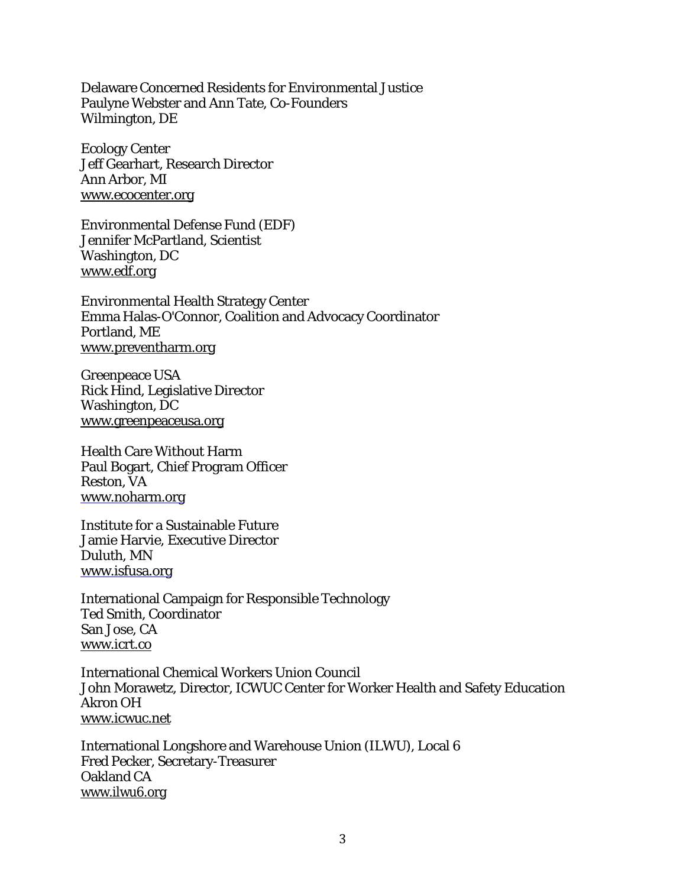Delaware Concerned Residents for Environmental Justice
Paulyne Webster and Ann Tate, Co-Founders
Wilmington, DE

Ecology Center
Jeff Gearhart, Research Director
Ann Arbor, MI
www.ecocenter.org

Environmental Defense Fund (EDF)
Jennifer McPartland, Scientist
Washington, DC
www.edf.org

Environmental Health Strategy Center
Emma Halas-O'Connor, Coalition and Advocacy Coordinator
Portland, ME
www.preventharm.org

Greenpeace USA
Rick Hind, Legislative Director
Washington, DC
www.greenpeaceusa.org

Health Care Without Harm
Paul Bogart, Chief Program Officer
Reston, VA
www.noharm.org

Institute for a Sustainable Future
Jamie Harvie, Executive Director
Duluth, MN
www.isfusa.org

International Campaign for Responsible Technology
Ted Smith, Coordinator
San Jose, CA
www.icrt.co

International Chemical Workers Union Council
John Morawetz, Director, ICWUC Center for Worker Health and Safety Education
Akron OH
www.icwuc.net

International Longshore and Warehouse Union (ILWU), Local 6
Fred Pecker, Secretary-Treasurer
Oakland CA
www.ilwu6.org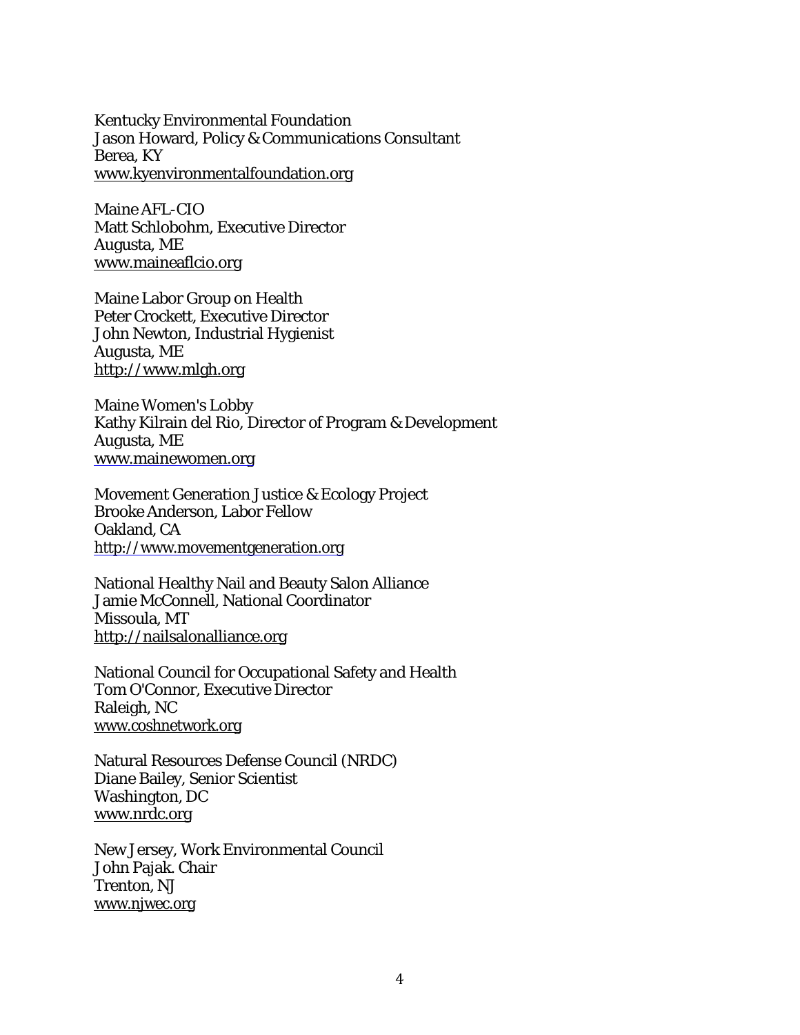Kentucky Environmental Foundation
Jason Howard, Policy & Communications Consultant
Berea, KY
www.kyenvironmentalfoundation.org

Maine AFL-CIO
Matt Schlobohm, Executive Director
Augusta, ME
www.maineaflcio.org

Maine Labor Group on Health
Peter Crockett, Executive Director
John Newton, Industrial Hygienist
Augusta, ME
http://www.mlgh.org

Maine Women's Lobby
Kathy Kilrain del Rio, Director of Program & Development
Augusta, ME
www.mainewomen.org

Movement Generation Justice & Ecology Project
Brooke Anderson, Labor Fellow
Oakland, CA
http://www.movementgeneration.org

National Healthy Nail and Beauty Salon Alliance
Jamie McConnell, National Coordinator
Missoula, MT
http://nailsalonalliance.org

National Council for Occupational Safety and Health
Tom O'Connor, Executive Director
Raleigh, NC
www.coshnetwork.org

Natural Resources Defense Council (NRDC)
Diane Bailey, Senior Scientist
Washington, DC
www.nrdc.org

New Jersey, Work Environmental Council
John Pajak. Chair
Trenton, NJ
www.njwec.org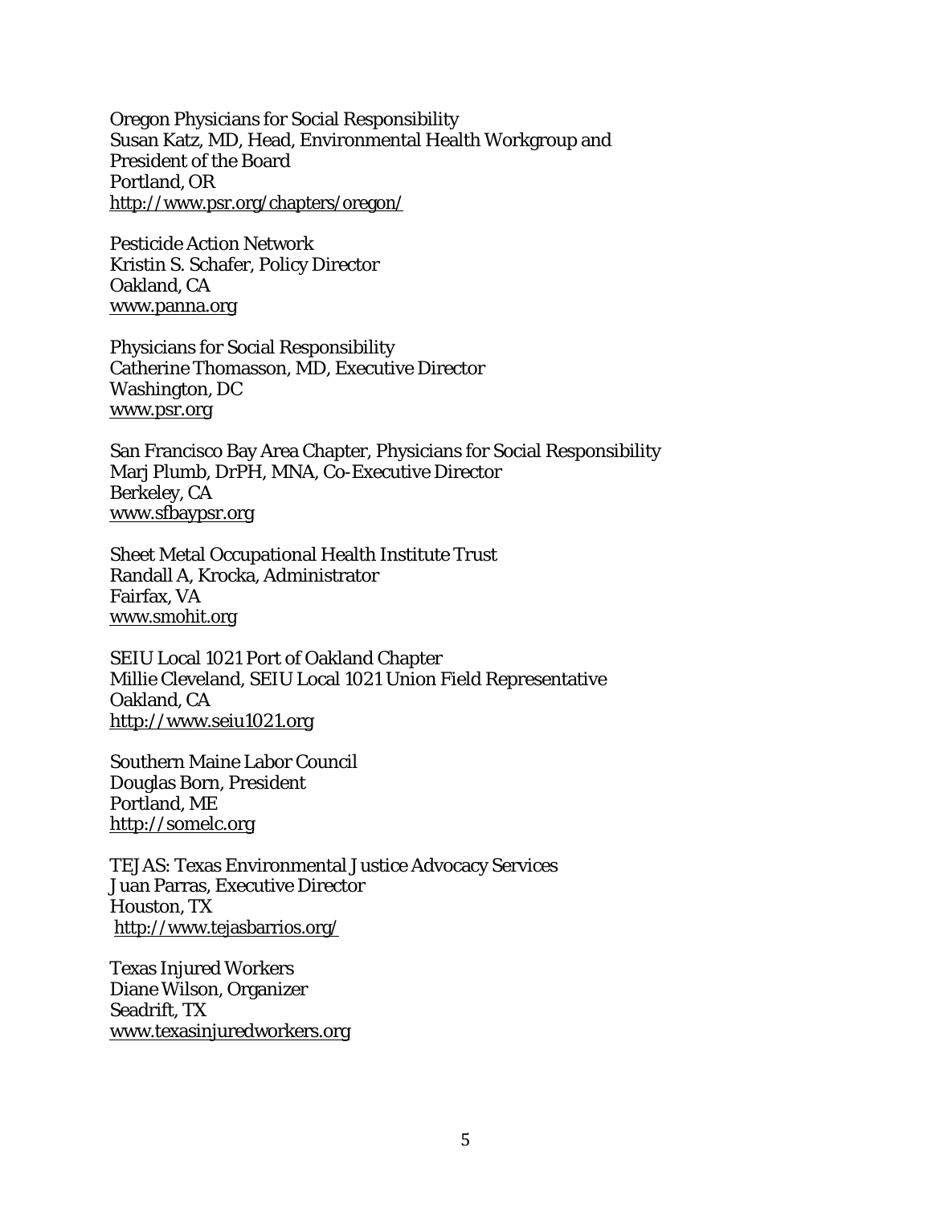Oregon Physicians for Social Responsibility  
Susan Katz, MD, Head, Environmental Health Workgroup and President of the Board  
Portland, OR  
http://www.psr.org/chapters/oregon/

Pesticide Action Network  
Kristin S. Schafer, Policy Director  
Oakland, CA  
www.panna.org

Physicians for Social Responsibility  
Catherine Thomasson, MD, Executive Director  
Washington, DC  
www.psr.org

San Francisco Bay Area Chapter, Physicians for Social Responsibility  
Marj Plumb, DrPH, MNA, Co-Executive Director  
Berkeley, CA  
www.sfbaypsr.org

Sheet Metal Occupational Health Institute Trust  
Randall A, Krocka, Administrator  
Fairfax, VA  
www.smohit.org

SEIU Local 1021 Port of Oakland Chapter  
Millie Cleveland, SEIU Local 1021 Union Field Representative  
Oakland, CA  
http://www.seiu1021.org

Southern Maine Labor Council  
Douglas Born, President  
Portland, ME  
http://somelc.org

TEJAS: Texas Environmental Justice Advocacy Services  
Juan Parras, Executive Director  
Houston, TX  
http://www.tejasbarrios.org/

Texas Injured Workers  
Diane Wilson, Organizer  
Seadrift, TX  
www.texasinjuredworkers.org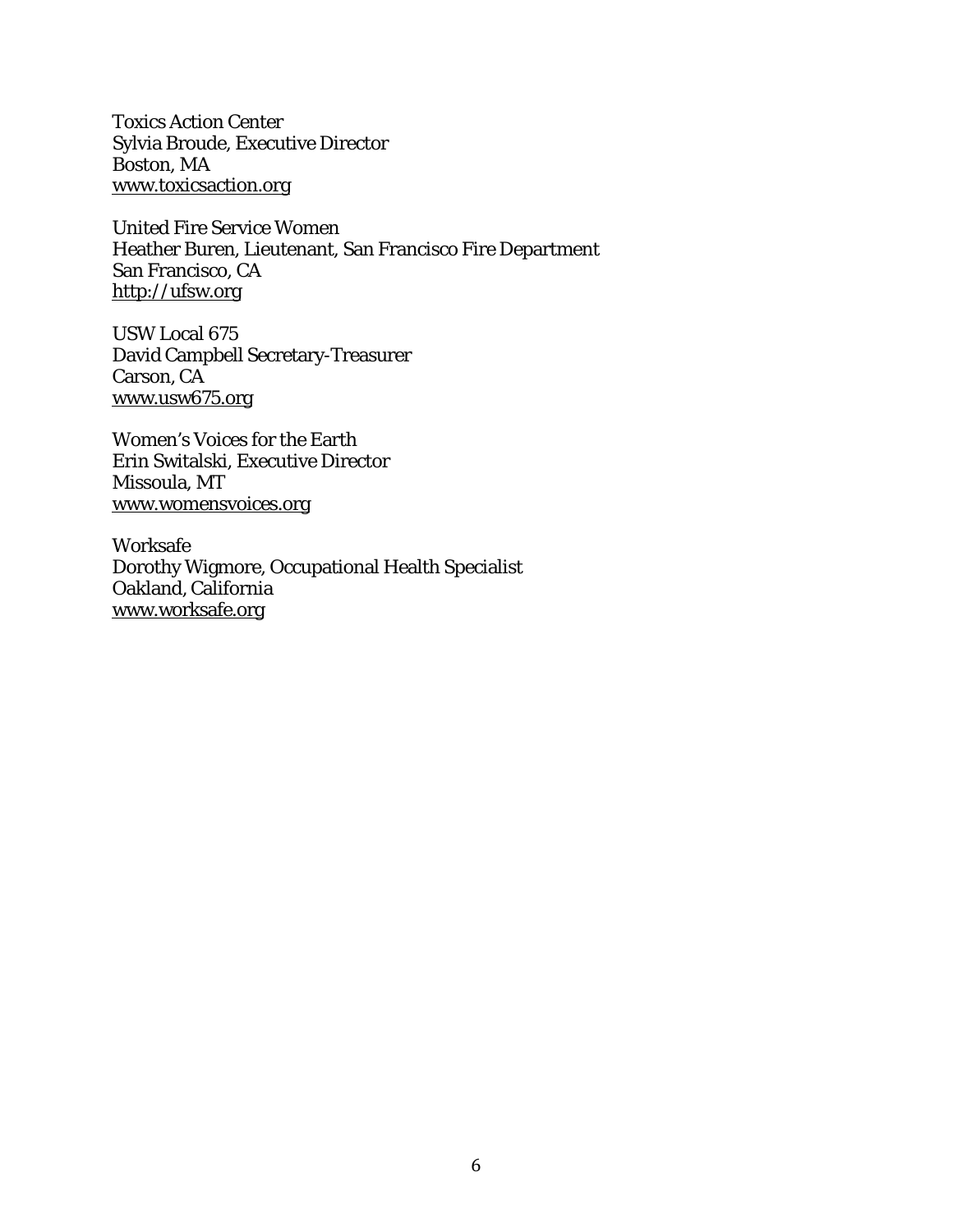Toxics Action Center
Sylvia Broude, Executive Director
Boston, MA
www.toxicsaction.org

United Fire Service Women
Heather Buren, Lieutenant, San Francisco Fire Department
San Francisco, CA
http://ufsw.org

USW Local 675
David Campbell Secretary-Treasurer
Carson, CA
www.usw675.org

Women's Voices for the Earth
Erin Switalski, Executive Director
Missoula, MT
www.womensvoices.org

Worksafe
Dorothy Wigmore, Occupational Health Specialist
Oakland, California
www.worksafe.org